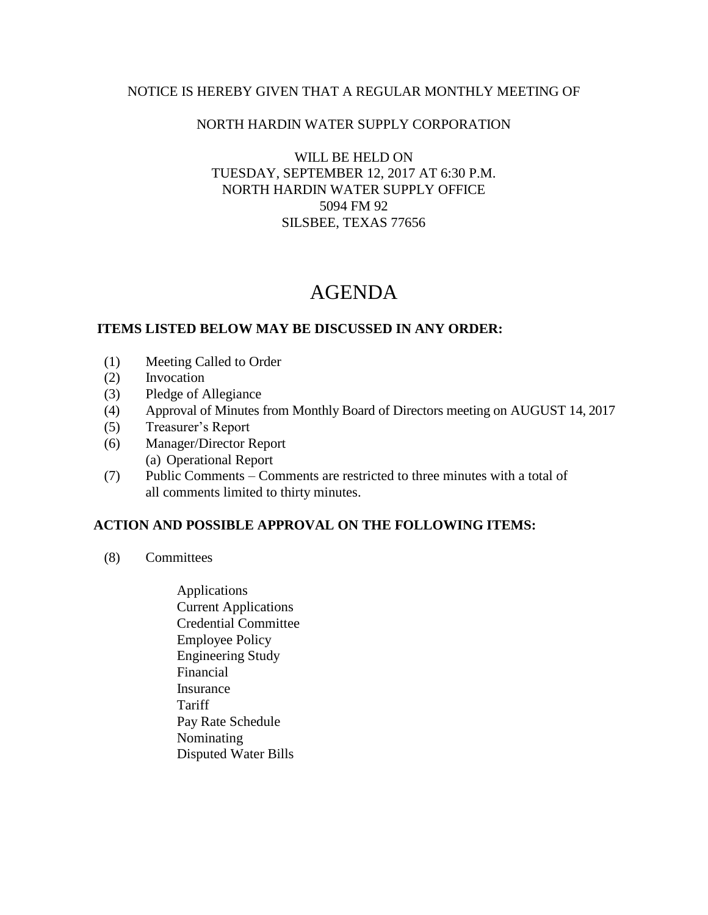NOTICE IS HEREBY GIVEN THAT A REGULAR MONTHLY MEETING OF

NORTH HARDIN WATER SUPPLY CORPORATION

WILL BE HELD ON
TUESDAY, SEPTEMBER 12, 2017 AT 6:30 P.M.
NORTH HARDIN WATER SUPPLY OFFICE
5094 FM 92
SILSBEE, TEXAS 77656

# AGENDA

**ITEMS LISTED BELOW MAY BE DISCUSSED IN ANY ORDER:**

(1) Meeting Called to Order
(2) Invocation
(3) Pledge of Allegiance
(4) Approval of Minutes from Monthly Board of Directors meeting on AUGUST 14, 2017
(5) Treasurer's Report
(6) Manager/Director Report
  (a) Operational Report
(7) Public Comments – Comments are restricted to three minutes with a total of all comments limited to thirty minutes.

**ACTION AND POSSIBLE APPROVAL ON THE FOLLOWING ITEMS:**

(8) Committees

- Applications
- Current Applications
- Credential Committee
- Employee Policy
- Engineering Study
- Financial
- Insurance
- Tariff
- Pay Rate Schedule
- Nominating
- Disputed Water Bills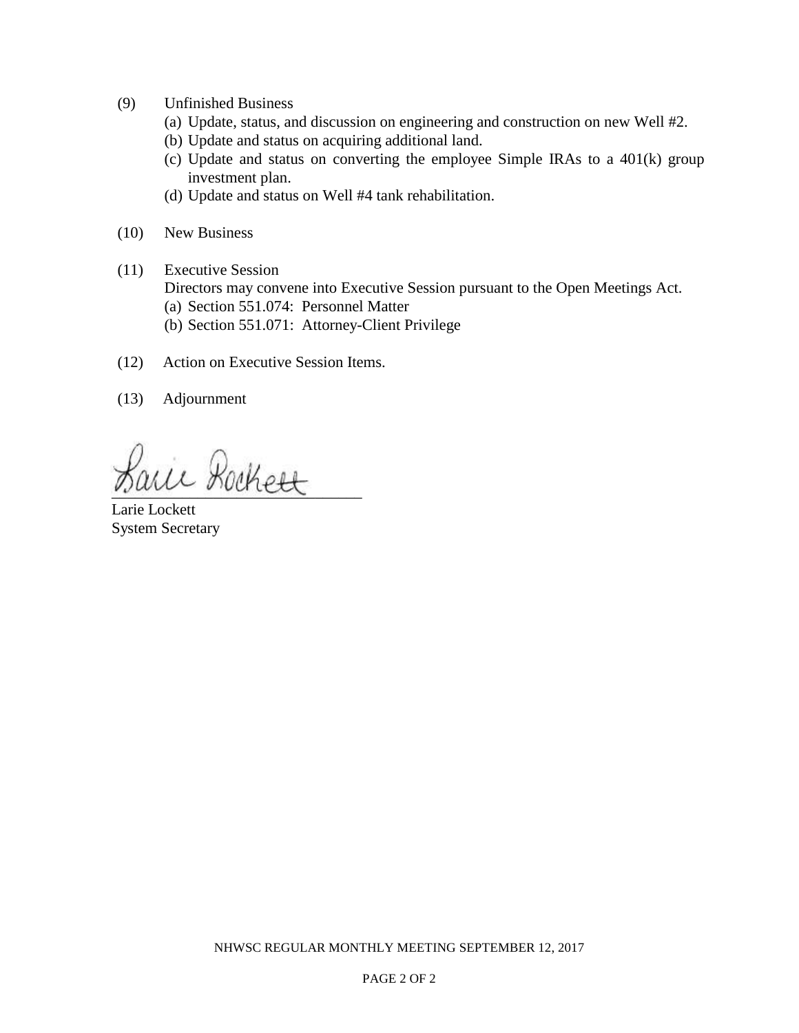(9) Unfinished Business
   (a) Update, status, and discussion on engineering and construction on new Well #2.
   (b) Update and status on acquiring additional land.
   (c) Update and status on converting the employee Simple IRAs to a 401(k) group investment plan.
   (d) Update and status on Well #4 tank rehabilitation.

(10) New Business

(11) Executive Session
   Directors may convene into Executive Session pursuant to the Open Meetings Act.
   (a) Section 551.074: Personnel Matter
   (b) Section 551.071: Attorney-Client Privilege

(12) Action on Executive Session Items.

(13) Adjournment

Larie Lockett

Larie Lockett
System Secretary

NHWSC REGULAR MONTHLY MEETING SEPTEMBER 12, 2017